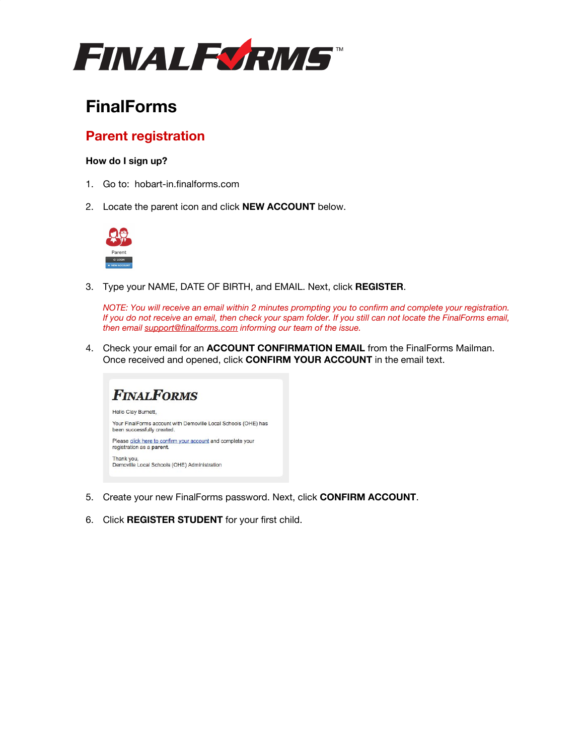# FinalForms

## Parent registration

**How do I sign up?**

1. Go to: hobart-in.finalforms.com

2. Locate the parent icon and click **NEW ACCOUNT** below.

3. Type your NAME, DATE OF BIRTH, and EMAIL. Next, click **REGISTER**.

   *NOTE: You will receive an email within 2 minutes prompting you to confirm and complete your registration. If you do not receive an email, then check your spam folder. If you still can not locate the FinalForms email, then email support@finalforms.com informing our team of the issue.*

4. Check your email for an **ACCOUNT CONFIRMATION EMAIL** from the FinalForms Mailman. Once received and opened, click **CONFIRM YOUR ACCOUNT** in the email text.

5. Create your new FinalForms password. Next, click **CONFIRM ACCOUNT**.

6. Click **REGISTER STUDENT** for your first child.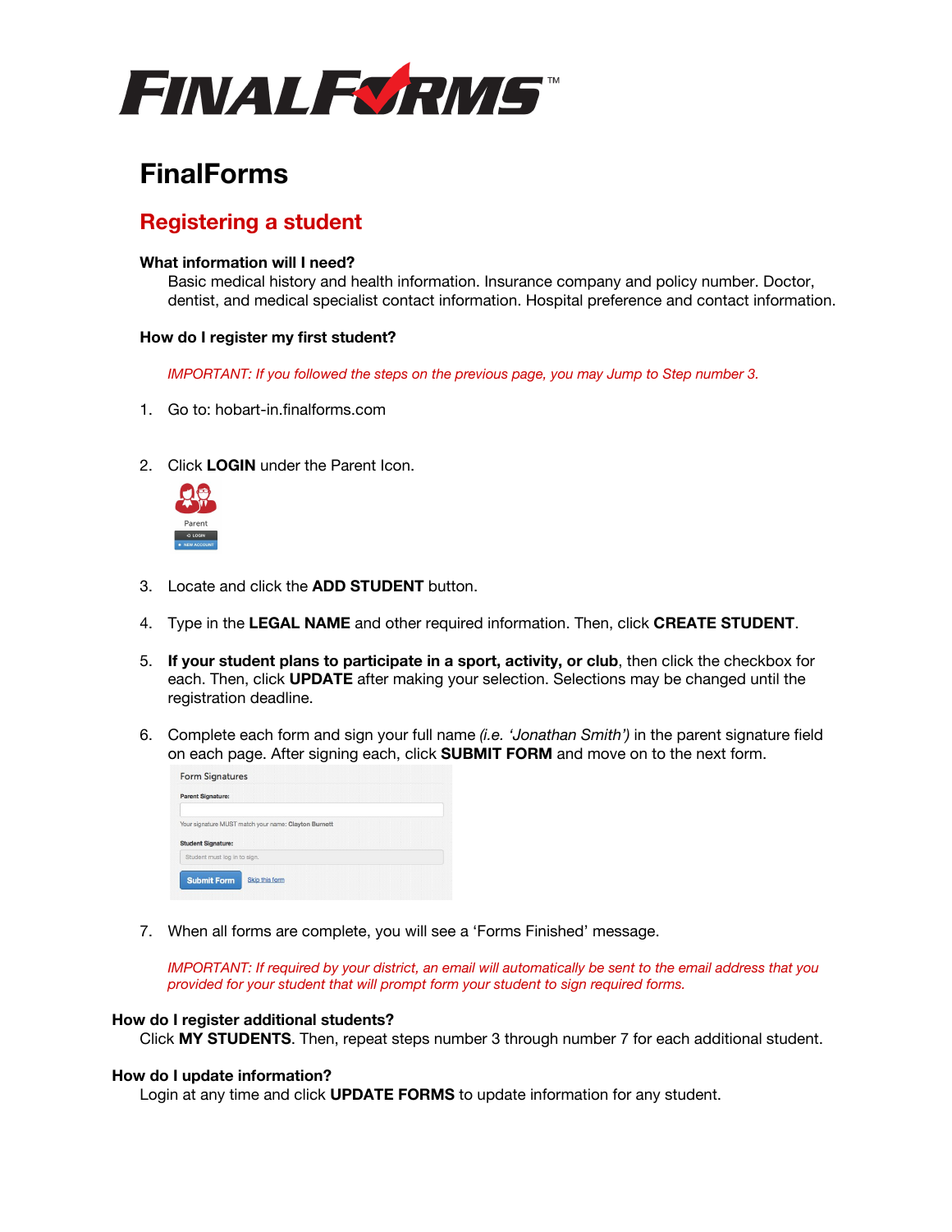# FinalForms

## Registering a student

**What information will I need?**

Basic medical history and health information. Insurance company and policy number. Doctor, dentist, and medical specialist contact information. Hospital preference and contact information.

**How do I register my first student?**

*IMPORTANT: If you followed the steps on the previous page, you may Jump to Step number 3.*

1. Go to: hobart-in.finalforms.com

2. Click **LOGIN** under the Parent Icon.

3. Locate and click the **ADD STUDENT** button.

4. Type in the **LEGAL NAME** and other required information. Then, click **CREATE STUDENT**.

5. **If your student plans to participate in a sport, activity, or club**, then click the checkbox for each. Then, click **UPDATE** after making your selection. Selections may be changed until the registration deadline.

6. Complete each form and sign your full name *(i.e. 'Jonathan Smith')* in the parent signature field on each page. After signing each, click **SUBMIT FORM** and move on to the next form.

7. When all forms are complete, you will see a 'Forms Finished' message.

   *IMPORTANT: If required by your district, an email will automatically be sent to the email address that you provided for your student that will prompt form your student to sign required forms.*

**How do I register additional students?**

Click **MY STUDENTS**. Then, repeat steps number 3 through number 7 for each additional student.

**How do I update information?**

Login at any time and click **UPDATE FORMS** to update information for any student.